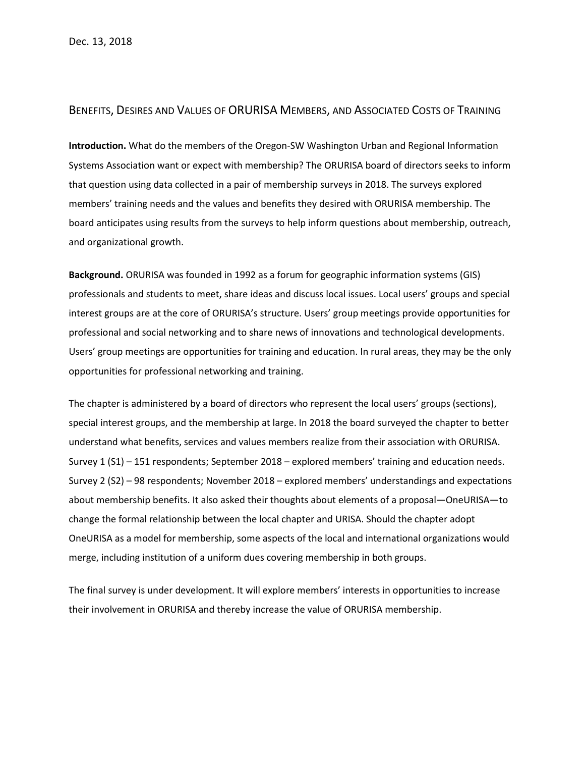Dec. 13, 2018

## Benefits, Desires and Values of ORURISA Members, and Associated Costs of Training

**Introduction.** What do the members of the Oregon-SW Washington Urban and Regional Information Systems Association want or expect with membership? The ORURISA board of directors seeks to inform that question using data collected in a pair of membership surveys in 2018. The surveys explored members' training needs and the values and benefits they desired with ORURISA membership. The board anticipates using results from the surveys to help inform questions about membership, outreach, and organizational growth.

**Background.** ORURISA was founded in 1992 as a forum for geographic information systems (GIS) professionals and students to meet, share ideas and discuss local issues. Local users' groups and special interest groups are at the core of ORURISA's structure. Users' group meetings provide opportunities for professional and social networking and to share news of innovations and technological developments. Users' group meetings are opportunities for training and education. In rural areas, they may be the only opportunities for professional networking and training.

The chapter is administered by a board of directors who represent the local users' groups (sections), special interest groups, and the membership at large. In 2018 the board surveyed the chapter to better understand what benefits, services and values members realize from their association with ORURISA. Survey 1 (S1) – 151 respondents; September 2018 – explored members' training and education needs. Survey 2 (S2) – 98 respondents; November 2018 – explored members' understandings and expectations about membership benefits. It also asked their thoughts about elements of a proposal—OneURISA—to change the formal relationship between the local chapter and URISA. Should the chapter adopt OneURISA as a model for membership, some aspects of the local and international organizations would merge, including institution of a uniform dues covering membership in both groups.

The final survey is under development. It will explore members' interests in opportunities to increase their involvement in ORURISA and thereby increase the value of ORURISA membership.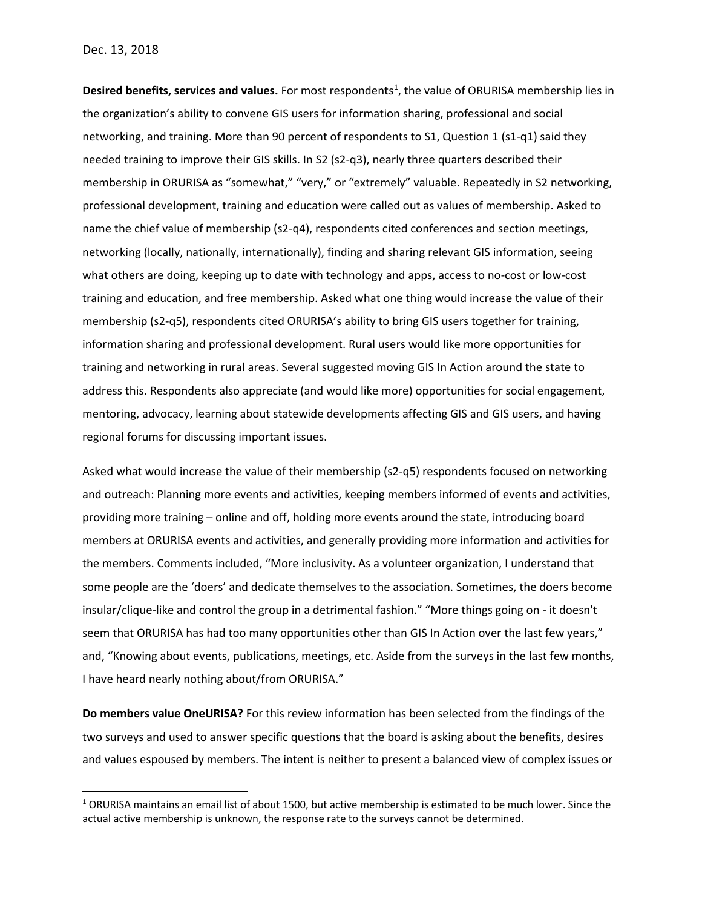Dec. 13, 2018

**Desired benefits, services and values.** For most respondents[1], the value of ORURISA membership lies in the organization's ability to convene GIS users for information sharing, professional and social networking, and training. More than 90 percent of respondents to S1, Question 1 (s1-q1) said they needed training to improve their GIS skills. In S2 (s2-q3), nearly three quarters described their membership in ORURISA as "somewhat," "very," or "extremely" valuable. Repeatedly in S2 networking, professional development, training and education were called out as values of membership. Asked to name the chief value of membership (s2-q4), respondents cited conferences and section meetings, networking (locally, nationally, internationally), finding and sharing relevant GIS information, seeing what others are doing, keeping up to date with technology and apps, access to no-cost or low-cost training and education, and free membership. Asked what one thing would increase the value of their membership (s2-q5), respondents cited ORURISA's ability to bring GIS users together for training, information sharing and professional development. Rural users would like more opportunities for training and networking in rural areas. Several suggested moving GIS In Action around the state to address this. Respondents also appreciate (and would like more) opportunities for social engagement, mentoring, advocacy, learning about statewide developments affecting GIS and GIS users, and having regional forums for discussing important issues.

Asked what would increase the value of their membership (s2-q5) respondents focused on networking and outreach: Planning more events and activities, keeping members informed of events and activities, providing more training – online and off, holding more events around the state, introducing board members at ORURISA events and activities, and generally providing more information and activities for the members. Comments included, "More inclusivity. As a volunteer organization, I understand that some people are the 'doers' and dedicate themselves to the association. Sometimes, the doers become insular/clique-like and control the group in a detrimental fashion." "More things going on - it doesn't seem that ORURISA has had too many opportunities other than GIS In Action over the last few years," and, "Knowing about events, publications, meetings, etc. Aside from the surveys in the last few months, I have heard nearly nothing about/from ORURISA."

**Do members value OneURISA?** For this review information has been selected from the findings of the two surveys and used to answer specific questions that the board is asking about the benefits, desires and values espoused by members. The intent is neither to present a balanced view of complex issues or

[1] ORURISA maintains an email list of about 1500, but active membership is estimated to be much lower. Since the actual active membership is unknown, the response rate to the surveys cannot be determined.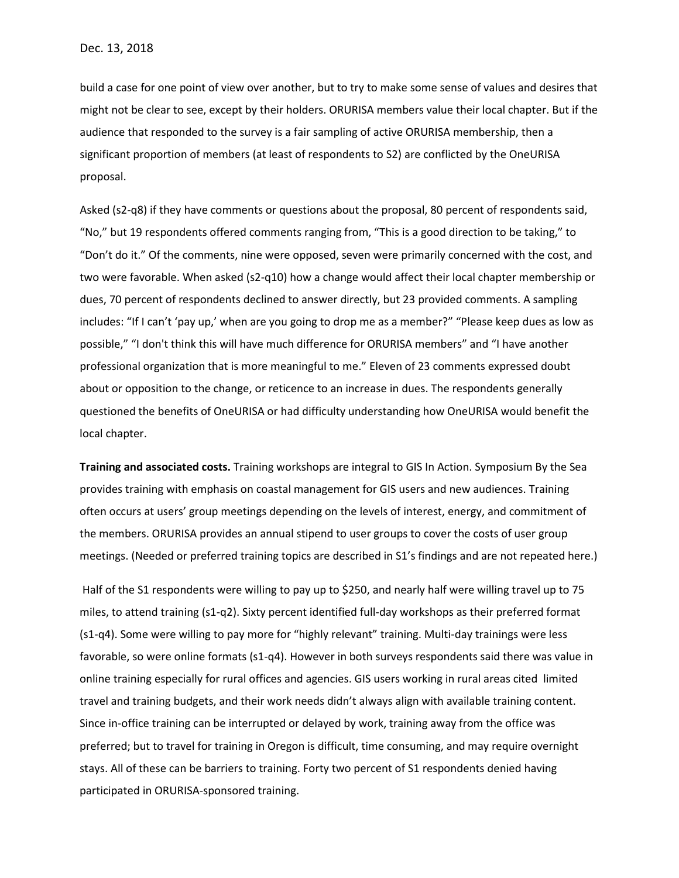build a case for one point of view over another, but to try to make some sense of values and desires that might not be clear to see, except by their holders. ORURISA members value their local chapter. But if the audience that responded to the survey is a fair sampling of active ORURISA membership, then a significant proportion of members (at least of respondents to S2) are conflicted by the OneURISA proposal.

Asked (s2-q8) if they have comments or questions about the proposal, 80 percent of respondents said, “No,” but 19 respondents offered comments ranging from, “This is a good direction to be taking,” to “Don’t do it.” Of the comments, nine were opposed, seven were primarily concerned with the cost, and two were favorable. When asked (s2-q10) how a change would affect their local chapter membership or dues, 70 percent of respondents declined to answer directly, but 23 provided comments. A sampling includes: “If I can’t ‘pay up,’ when are you going to drop me as a member?” “Please keep dues as low as possible,” “I don't think this will have much difference for ORURISA members” and “I have another professional organization that is more meaningful to me.” Eleven of 23 comments expressed doubt about or opposition to the change, or reticence to an increase in dues. The respondents generally questioned the benefits of OneURISA or had difficulty understanding how OneURISA would benefit the local chapter.

**Training and associated costs.** Training workshops are integral to GIS In Action. Symposium By the Sea provides training with emphasis on coastal management for GIS users and new audiences. Training often occurs at users’ group meetings depending on the levels of interest, energy, and commitment of the members. ORURISA provides an annual stipend to user groups to cover the costs of user group meetings. (Needed or preferred training topics are described in S1’s findings and are not repeated here.)

Half of the S1 respondents were willing to pay up to $250, and nearly half were willing travel up to 75 miles, to attend training (s1-q2). Sixty percent identified full-day workshops as their preferred format (s1-q4). Some were willing to pay more for “highly relevant” training. Multi-day trainings were less favorable, so were online formats (s1-q4). However in both surveys respondents said there was value in online training especially for rural offices and agencies. GIS users working in rural areas cited limited travel and training budgets, and their work needs didn’t always align with available training content. Since in-office training can be interrupted or delayed by work, training away from the office was preferred; but to travel for training in Oregon is difficult, time consuming, and may require overnight stays. All of these can be barriers to training. Forty two percent of S1 respondents denied having participated in ORURISA-sponsored training.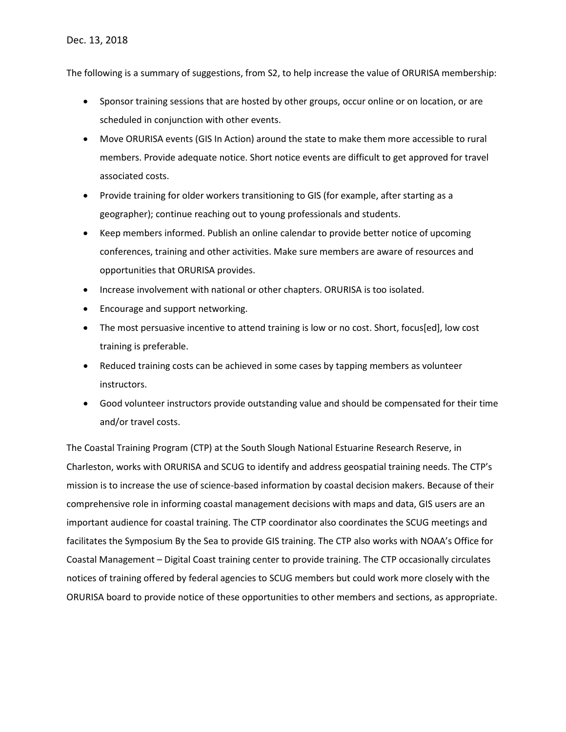Dec. 13, 2018

The following is a summary of suggestions, from S2, to help increase the value of ORURISA membership:

- Sponsor training sessions that are hosted by other groups, occur online or on location, or are scheduled in conjunction with other events.
- Move ORURISA events (GIS In Action) around the state to make them more accessible to rural members. Provide adequate notice. Short notice events are difficult to get approved for travel associated costs.
- Provide training for older workers transitioning to GIS (for example, after starting as a geographer); continue reaching out to young professionals and students.
- Keep members informed. Publish an online calendar to provide better notice of upcoming conferences, training and other activities. Make sure members are aware of resources and opportunities that ORURISA provides.
- Increase involvement with national or other chapters. ORURISA is too isolated.
- Encourage and support networking.
- The most persuasive incentive to attend training is low or no cost. Short, focus[ed], low cost training is preferable.
- Reduced training costs can be achieved in some cases by tapping members as volunteer instructors.
- Good volunteer instructors provide outstanding value and should be compensated for their time and/or travel costs.

The Coastal Training Program (CTP) at the South Slough National Estuarine Research Reserve, in Charleston, works with ORURISA and SCUG to identify and address geospatial training needs. The CTP's mission is to increase the use of science-based information by coastal decision makers. Because of their comprehensive role in informing coastal management decisions with maps and data, GIS users are an important audience for coastal training. The CTP coordinator also coordinates the SCUG meetings and facilitates the Symposium By the Sea to provide GIS training. The CTP also works with NOAA's Office for Coastal Management – Digital Coast training center to provide training. The CTP occasionally circulates notices of training offered by federal agencies to SCUG members but could work more closely with the ORURISA board to provide notice of these opportunities to other members and sections, as appropriate.